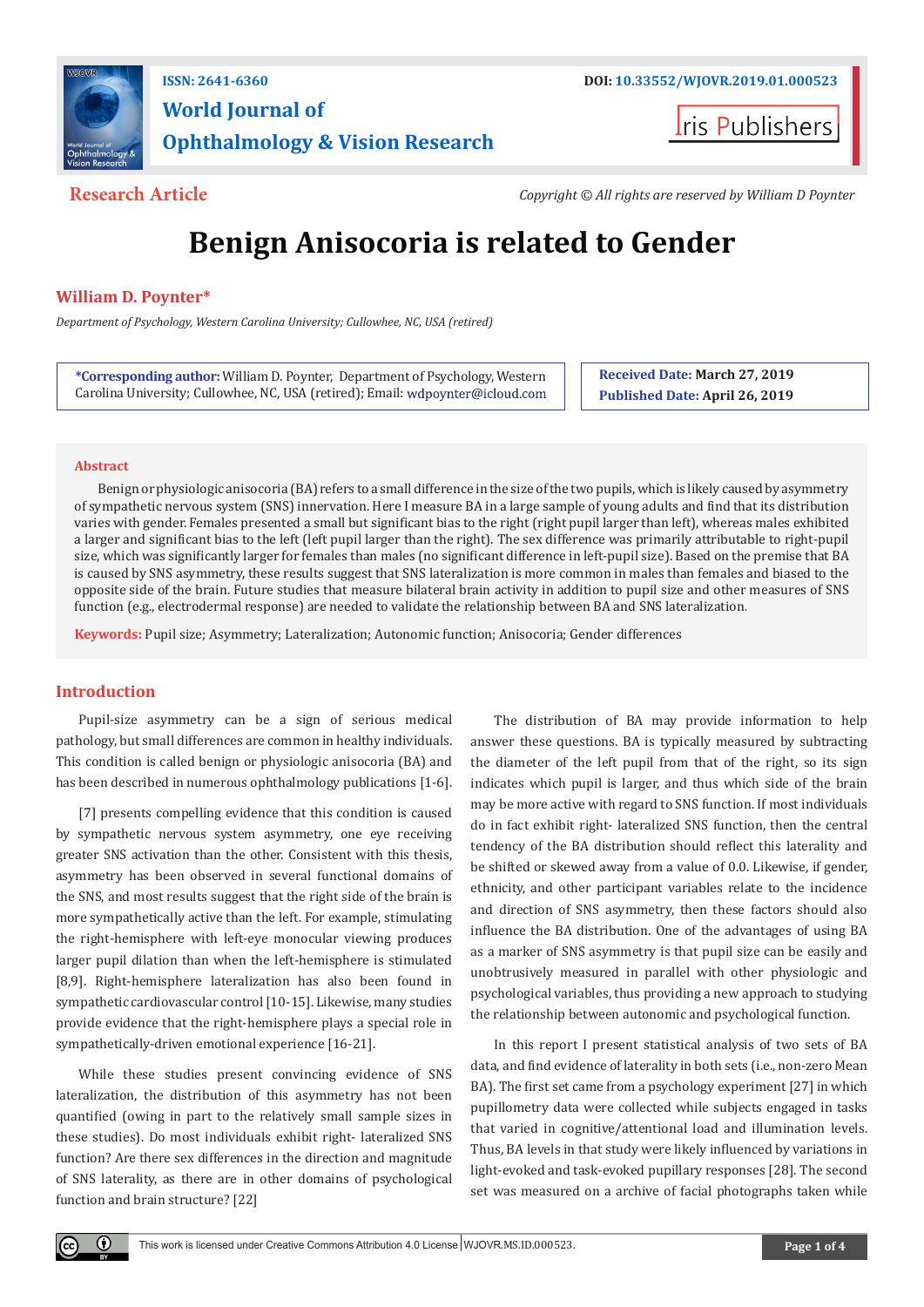ISSN: 2641-6360

DOI: 10.33552/WJOVR.2019.01.000523

# World Journal of Ophthalmology & Vision Research

Iris Publishers

**Research Article**

*Copyright © All rights are reserved by William D Poynter*

# Benign Anisocoria is related to Gender

**William D. Poynter***

*Department of Psychology, Western Carolina University; Cullowhee, NC, USA (retired)*

***Corresponding author:** William D. Poynter, Department of Psychology, Western Carolina University; Cullowhee, NC, USA (retired); Email: wdpoynter@icloud.com

**Received Date:** March 27, 2019
**Published Date:** April 26, 2019

## Abstract

Benign or physiologic anisocoria (BA) refers to a small difference in the size of the two pupils, which is likely caused by asymmetry of sympathetic nervous system (SNS) innervation. Here I measure BA in a large sample of young adults and find that its distribution varies with gender. Females presented a small but significant bias to the right (right pupil larger than left), whereas males exhibited a larger and significant bias to the left (left pupil larger than the right). The sex difference was primarily attributable to right-pupil size, which was significantly larger for females than males (no significant difference in left-pupil size). Based on the premise that BA is caused by SNS asymmetry, these results suggest that SNS lateralization is more common in males than females and biased to the opposite side of the brain. Future studies that measure bilateral brain activity in addition to pupil size and other measures of SNS function (e.g., electrodermal response) are needed to validate the relationship between BA and SNS lateralization.

**Keywords:** Pupil size; Asymmetry; Lateralization; Autonomic function; Anisocoria; Gender differences

## Introduction

Pupil-size asymmetry can be a sign of serious medical pathology, but small differences are common in healthy individuals. This condition is called benign or physiologic anisocoria (BA) and has been described in numerous ophthalmology publications [1-6].

[7] presents compelling evidence that this condition is caused by sympathetic nervous system asymmetry, one eye receiving greater SNS activation than the other. Consistent with this thesis, asymmetry has been observed in several functional domains of the SNS, and most results suggest that the right side of the brain is more sympathetically active than the left. For example, stimulating the right-hemisphere with left-eye monocular viewing produces larger pupil dilation than when the left-hemisphere is stimulated [8,9]. Right-hemisphere lateralization has also been found in sympathetic cardiovascular control [10-15]. Likewise, many studies provide evidence that the right-hemisphere plays a special role in sympathetically-driven emotional experience [16-21].

While these studies present convincing evidence of SNS lateralization, the distribution of this asymmetry has not been quantified (owing in part to the relatively small sample sizes in these studies). Do most individuals exhibit right- lateralized SNS function? Are there sex differences in the direction and magnitude of SNS laterality, as there are in other domains of psychological function and brain structure? [22]

The distribution of BA may provide information to help answer these questions. BA is typically measured by subtracting the diameter of the left pupil from that of the right, so its sign indicates which pupil is larger, and thus which side of the brain may be more active with regard to SNS function. If most individuals do in fact exhibit right- lateralized SNS function, then the central tendency of the BA distribution should reflect this laterality and be shifted or skewed away from a value of 0.0. Likewise, if gender, ethnicity, and other participant variables relate to the incidence and direction of SNS asymmetry, then these factors should also influence the BA distribution. One of the advantages of using BA as a marker of SNS asymmetry is that pupil size can be easily and unobtrusively measured in parallel with other physiologic and psychological variables, thus providing a new approach to studying the relationship between autonomic and psychological function.

In this report I present statistical analysis of two sets of BA data, and find evidence of laterality in both sets (i.e., non-zero Mean BA). The first set came from a psychology experiment [27] in which pupillometry data were collected while subjects engaged in tasks that varied in cognitive/attentional load and illumination levels. Thus, BA levels in that study were likely influenced by variations in light-evoked and task-evoked pupillary responses [28]. The second set was measured on a archive of facial photographs taken while

This work is licensed under Creative Commons Attribution 4.0 License WJOVR.MS.ID.000523.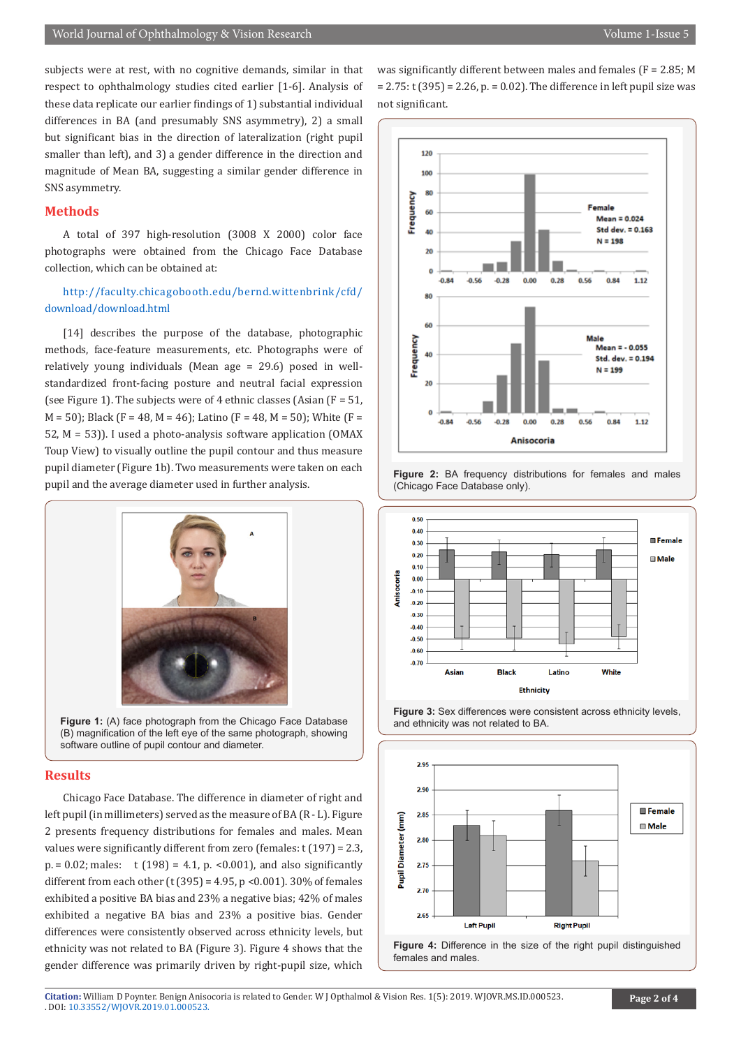subjects were at rest, with no cognitive demands, similar in that respect to ophthalmology studies cited earlier [1-6]. Analysis of these data replicate our earlier findings of 1) substantial individual differences in BA (and presumably SNS asymmetry), 2) a small but significant bias in the direction of lateralization (right pupil smaller than left), and 3) a gender difference in the direction and magnitude of Mean BA, suggesting a similar gender difference in SNS asymmetry.

## Methods

A total of 397 high-resolution (3008 X 2000) color face photographs were obtained from the Chicago Face Database collection, which can be obtained at:

http://faculty.chicagobooth.edu/bernd.wittenbrink/cfd/download/download.html

[14] describes the purpose of the database, photographic methods, face-feature measurements, etc. Photographs were of relatively young individuals (Mean age = 29.6) posed in well-standardized front-facing posture and neutral facial expression (see Figure 1). The subjects were of 4 ethnic classes (Asian (F = 51, M = 50); Black (F = 48, M = 46); Latino (F = 48, M = 50); White (F = 52, M = 53)). I used a photo-analysis software application (OMAX Toup View) to visually outline the pupil contour and thus measure pupil diameter (Figure 1b). Two measurements were taken on each pupil and the average diameter used in further analysis.

**Figure 1:** (A) face photograph from the Chicago Face Database (B) magnification of the left eye of the same photograph, showing software outline of pupil contour and diameter.

## Results

Chicago Face Database. The difference in diameter of right and left pupil (in millimeters) served as the measure of BA (R - L). Figure 2 presents frequency distributions for females and males. Mean values were significantly different from zero (females: $t(197) = 2.3$, $p. = 0.02$; males: $t(198) = 4.1$, $p. <0.001$), and also significantly different from each other ($t(395) = 4.95$, $p <0.001$). 30% of females exhibited a positive BA bias and 23% a negative bias; 42% of males exhibited a negative BA bias and 23% a positive bias. Gender differences were consistently observed across ethnicity levels, but ethnicity was not related to BA (Figure 3). Figure 4 shows that the gender difference was primarily driven by right-pupil size, which was significantly different between males and females (F = 2.85; M = 2.75: $t(395) = 2.26$, $p. = 0.02$). The difference in left pupil size was not significant.

**Figure 2:** BA frequency distributions for females and males (Chicago Face Database only).

**Figure 3:** Sex differences were consistent across ethnicity levels, and ethnicity was not related to BA.

**Figure 4:** Difference in the size of the right pupil distinguished females and males.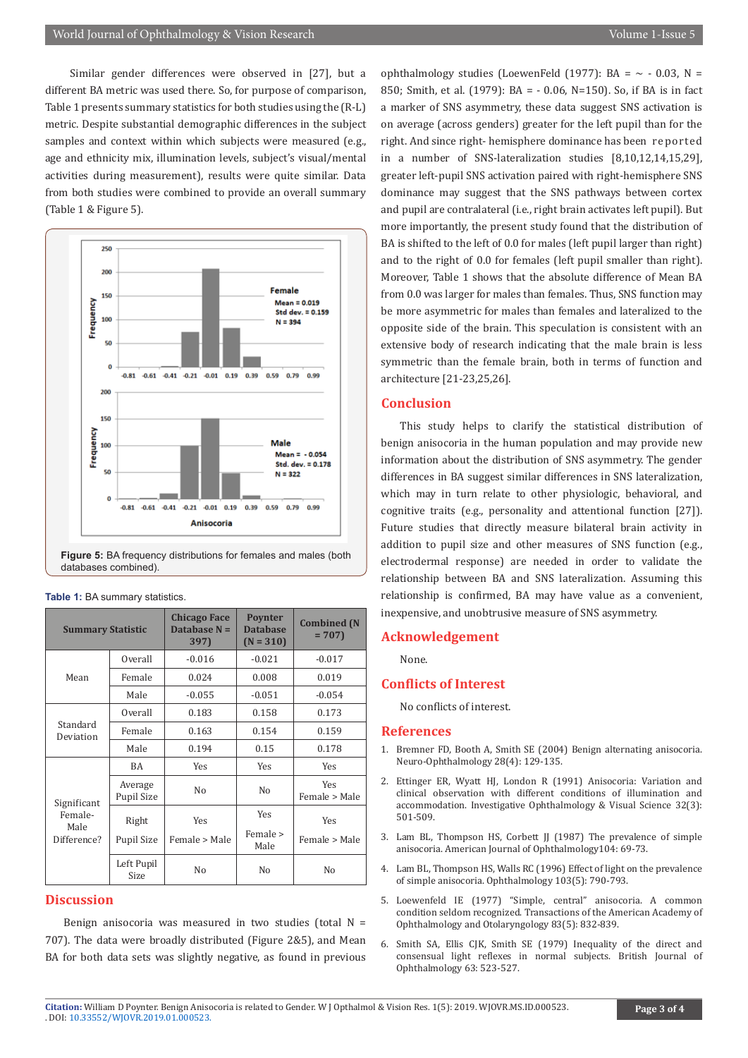Similar gender differences were observed in [27], but a different BA metric was used there. So, for purpose of comparison, Table 1 presents summary statistics for both studies using the (R-L) metric. Despite substantial demographic differences in the subject samples and context within which subjects were measured (e.g., age and ethnicity mix, illumination levels, subject's visual/mental activities during measurement), results were quite similar. Data from both studies were combined to provide an overall summary (Table 1 & Figure 5).

**Figure 5:** BA frequency distributions for females and males (both databases combined).

**Table 1:** BA summary statistics.

| Summary Statistic | | Chicago Face Database N = 397) | Poynter Database (N = 310) | Combined (N = 707) |
|---|---|---|---|---|
| Mean | Overall | -0.016 | -0.021 | -0.017 |
| | Female | 0.024 | 0.008 | 0.019 |
| | Male | -0.055 | -0.051 | -0.054 |
| Standard Deviation | Overall | 0.183 | 0.158 | 0.173 |
| | Female | 0.163 | 0.154 | 0.159 |
| | Male | 0.194 | 0.15 | 0.178 |
| Significant Female-Male Difference? | BA | Yes | Yes | Yes |
| | Average Pupil Size | No | No | Yes Female > Male |
| | Right Pupil Size | Yes Female > Male | Yes Female > Male | Yes Female > Male |
| | Left Pupil Size | No | No | No |

## Discussion

Benign anisocoria was measured in two studies (total N = 707). The data were broadly distributed (Figure 2&5), and Mean BA for both data sets was slightly negative, as found in previous ophthalmology studies (LoewenFeld (1977): BA = ~ - 0.03, N = 850; Smith, et al. (1979): BA = - 0.06, N=150). So, if BA is in fact a marker of SNS asymmetry, these data suggest SNS activation is on average (across genders) greater for the left pupil than for the right. And since right- hemisphere dominance has been reported in a number of SNS-lateralization studies [8,10,12,14,15,29], greater left-pupil SNS activation paired with right-hemisphere SNS dominance may suggest that the SNS pathways between cortex and pupil are contralateral (i.e., right brain activates left pupil). But more importantly, the present study found that the distribution of BA is shifted to the left of 0.0 for males (left pupil larger than right) and to the right of 0.0 for females (left pupil smaller than right). Moreover, Table 1 shows that the absolute difference of Mean BA from 0.0 was larger for males than females. Thus, SNS function may be more asymmetric for males than females and lateralized to the opposite side of the brain. This speculation is consistent with an extensive body of research indicating that the male brain is less symmetric than the female brain, both in terms of function and architecture [21-23,25,26].

## Conclusion

This study helps to clarify the statistical distribution of benign anisocoria in the human population and may provide new information about the distribution of SNS asymmetry. The gender differences in BA suggest similar differences in SNS lateralization, which may in turn relate to other physiologic, behavioral, and cognitive traits (e.g., personality and attentional function [27]). Future studies that directly measure bilateral brain activity in addition to pupil size and other measures of SNS function (e.g., electrodermal response) are needed in order to validate the relationship between BA and SNS lateralization. Assuming this relationship is confirmed, BA may have value as a convenient, inexpensive, and unobtrusive measure of SNS asymmetry.

## Acknowledgement

None.

## Conflicts of Interest

No conflicts of interest.

## References

1. Bremner FD, Booth A, Smith SE (2004) Benign alternating anisocoria. Neuro-Ophthalmology 28(4): 129-135.
2. Ettinger ER, Wyatt HJ, London R (1991) Anisocoria: Variation and clinical observation with different conditions of illumination and accommodation. Investigative Ophthalmology & Visual Science 32(3): 501-509.
3. Lam BL, Thompson HS, Corbett JJ (1987) The prevalence of simple anisocoria. American Journal of Ophthalmology104: 69-73.
4. Lam BL, Thompson HS, Walls RC (1996) Effect of light on the prevalence of simple anisocoria. Ophthalmology 103(5): 790-793.
5. Loewenfeld IE (1977) "Simple, central" anisocoria. A common condition seldom recognized. Transactions of the American Academy of Ophthalmology and Otolaryngology 83(5): 832-839.
6. Smith SA, Ellis CJK, Smith SE (1979) Inequality of the direct and consensual light reflexes in normal subjects. British Journal of Ophthalmology 63: 523-527.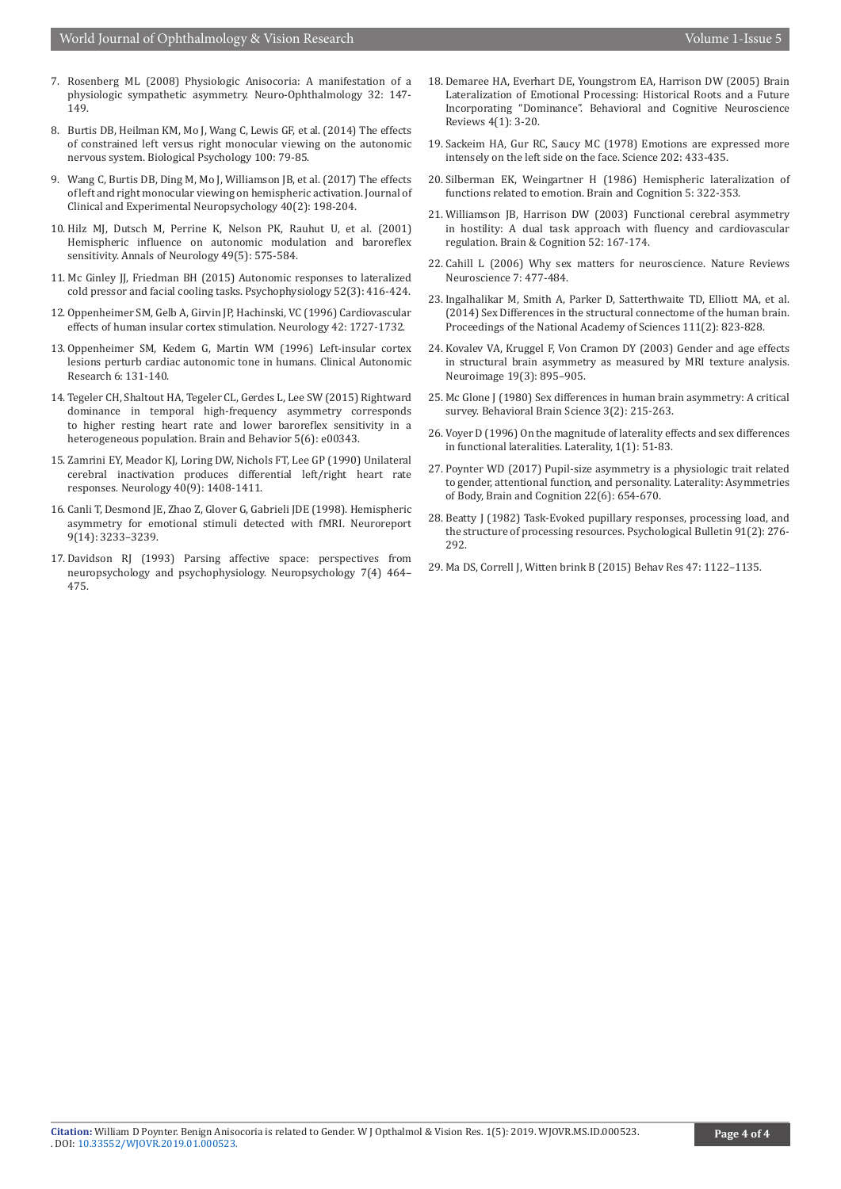7. Rosenberg ML (2008) Physiologic Anisocoria: A manifestation of a physiologic sympathetic asymmetry. Neuro-Ophthalmology 32: 147-149.
8. Burtis DB, Heilman KM, Mo J, Wang C, Lewis GF, et al. (2014) The effects of constrained left versus right monocular viewing on the autonomic nervous system. Biological Psychology 100: 79-85.
9. Wang C, Burtis DB, Ding M, Mo J, Williamson JB, et al. (2017) The effects of left and right monocular viewing on hemispheric activation. Journal of Clinical and Experimental Neuropsychology 40(2): 198-204.
10. Hilz MJ, Dutsch M, Perrine K, Nelson PK, Rauhut U, et al. (2001) Hemispheric influence on autonomic modulation and baroreflex sensitivity. Annals of Neurology 49(5): 575-584.
11. Mc Ginley JJ, Friedman BH (2015) Autonomic responses to lateralized cold pressor and facial cooling tasks. Psychophysiology 52(3): 416-424.
12. Oppenheimer SM, Gelb A, Girvin JP, Hachinski, VC (1996) Cardiovascular effects of human insular cortex stimulation. Neurology 42: 1727-1732.
13. Oppenheimer SM, Kedem G, Martin WM (1996) Left-insular cortex lesions perturb cardiac autonomic tone in humans. Clinical Autonomic Research 6: 131-140.
14. Tegeler CH, Shaltout HA, Tegeler CL, Gerdes L, Lee SW (2015) Rightward dominance in temporal high-frequency asymmetry corresponds to higher resting heart rate and lower baroreflex sensitivity in a heterogeneous population. Brain and Behavior 5(6): e00343.
15. Zamrini EY, Meador KJ, Loring DW, Nichols FT, Lee GP (1990) Unilateral cerebral inactivation produces differential left/right heart rate responses. Neurology 40(9): 1408-1411.
16. Canli T, Desmond JE, Zhao Z, Glover G, Gabrieli JDE (1998). Hemispheric asymmetry for emotional stimuli detected with fMRI. Neuroreport 9(14): 3233–3239.
17. Davidson RJ (1993) Parsing affective space: perspectives from neuropsychology and psychophysiology. Neuropsychology 7(4) 464–475.
18. Demaree HA, Everhart DE, Youngstrom EA, Harrison DW (2005) Brain Lateralization of Emotional Processing: Historical Roots and a Future Incorporating "Dominance". Behavioral and Cognitive Neuroscience Reviews 4(1): 3-20.
19. Sackeim HA, Gur RC, Saucy MC (1978) Emotions are expressed more intensely on the left side on the face. Science 202: 433-435.
20. Silberman EK, Weingartner H (1986) Hemispheric lateralization of functions related to emotion. Brain and Cognition 5: 322-353.
21. Williamson JB, Harrison DW (2003) Functional cerebral asymmetry in hostility: A dual task approach with fluency and cardiovascular regulation. Brain & Cognition 52: 167-174.
22. Cahill L (2006) Why sex matters for neuroscience. Nature Reviews Neuroscience 7: 477-484.
23. Ingalhalikar M, Smith A, Parker D, Satterthwaite TD, Elliott MA, et al. (2014) Sex Differences in the structural connectome of the human brain. Proceedings of the National Academy of Sciences 111(2): 823-828.
24. Kovalev VA, Kruggel F, Von Cramon DY (2003) Gender and age effects in structural brain asymmetry as measured by MRI texture analysis. Neuroimage 19(3): 895–905.
25. Mc Glone J (1980) Sex differences in human brain asymmetry: A critical survey. Behavioral Brain Science 3(2): 215-263.
26. Voyer D (1996) On the magnitude of laterality effects and sex differences in functional lateralities. Laterality, 1(1): 51-83.
27. Poynter WD (2017) Pupil-size asymmetry is a physiologic trait related to gender, attentional function, and personality. Laterality: Asymmetries of Body, Brain and Cognition 22(6): 654-670.
28. Beatty J (1982) Task-Evoked pupillary responses, processing load, and the structure of processing resources. Psychological Bulletin 91(2): 276-292.
29. Ma DS, Correll J, Witten brink B (2015) Behav Res 47: 1122–1135.

**Citation:** William D Poynter. Benign Anisocoria is related to Gender. W J Opthalmol & Vision Res. 1(5): 2019. WJOVR.MS.ID.000523. DOI: 10.33552/WJOVR.2019.01.000523.